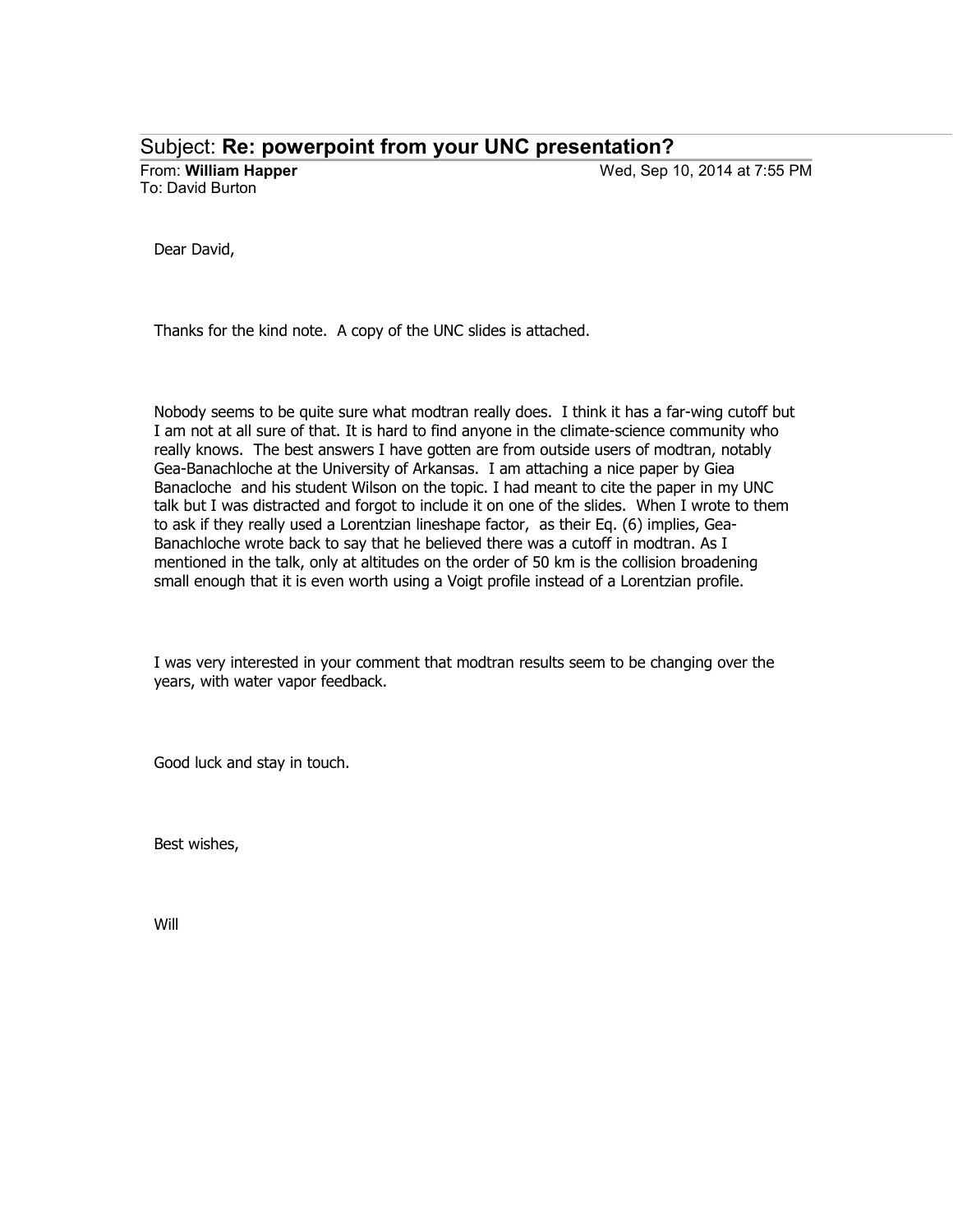Subject: **Re: powerpoint from your UNC presentation?**

From: **William Happer** Wed, Sep 10, 2014 at 7:55 PM

To: David Burton

Dear David,

Thanks for the kind note. A copy of the UNC slides is attached.

Nobody seems to be quite sure what modtran really does. I think it has a far-wing cutoff but I am not at all sure of that. It is hard to find anyone in the climate-science community who really knows. The best answers I have gotten are from outside users of modtran, notably Gea-Banachloche at the University of Arkansas. I am attaching a nice paper by Giea Banacloche and his student Wilson on the topic. I had meant to cite the paper in my UNC talk but I was distracted and forgot to include it on one of the slides. When I wrote to them to ask if they really used a Lorentzian lineshape factor, as their Eq. (6) implies, Gea-Banachloche wrote back to say that he believed there was a cutoff in modtran. As I mentioned in the talk, only at altitudes on the order of 50 km is the collision broadening small enough that it is even worth using a Voigt profile instead of a Lorentzian profile.

I was very interested in your comment that modtran results seem to be changing over the years, with water vapor feedback.

Good luck and stay in touch.

Best wishes,

Will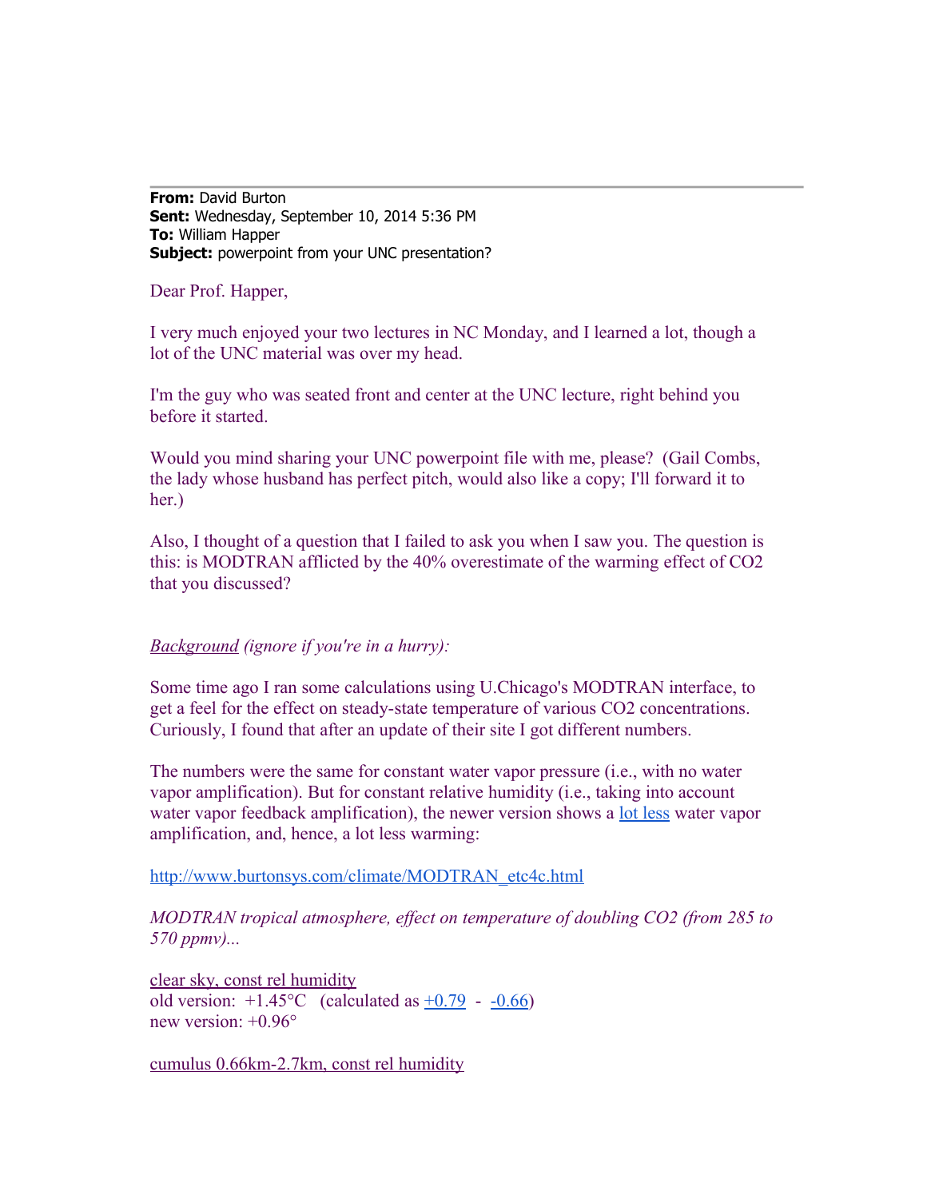**From:** David Burton
**Sent:** Wednesday, September 10, 2014 5:36 PM
**To:** William Happer
**Subject:** powerpoint from your UNC presentation?

Dear Prof. Happer,

I very much enjoyed your two lectures in NC Monday, and I learned a lot, though a lot of the UNC material was over my head.

I'm the guy who was seated front and center at the UNC lecture, right behind you before it started.

Would you mind sharing your UNC powerpoint file with me, please? (Gail Combs, the lady whose husband has perfect pitch, would also like a copy; I'll forward it to her.)

Also, I thought of a question that I failed to ask you when I saw you. The question is this: is MODTRAN afflicted by the 40% overestimate of the warming effect of $CO_2$ that you discussed?

*Background (ignore if you're in a hurry):*

Some time ago I ran some calculations using U.Chicago's MODTRAN interface, to get a feel for the effect on steady-state temperature of various $CO_2$ concentrations. Curiously, I found that after an update of their site I got different numbers.

The numbers were the same for constant water vapor pressure (i.e., with no water vapor amplification). But for constant relative humidity (i.e., taking into account water vapor feedback amplification), the newer version shows a lot less water vapor amplification, and, hence, a lot less warming:

http://www.burtonsys.com/climate/MODTRAN_etc4c.html

*MODTRAN tropical atmosphere, effect on temperature of doubling $CO_2$ (from 285 to 570 ppmv)...*

clear sky, const rel humidity
old version: +1.45°C (calculated as +0.79 - -0.66)
new version: +0.96°

cumulus 0.66km-2.7km, const rel humidity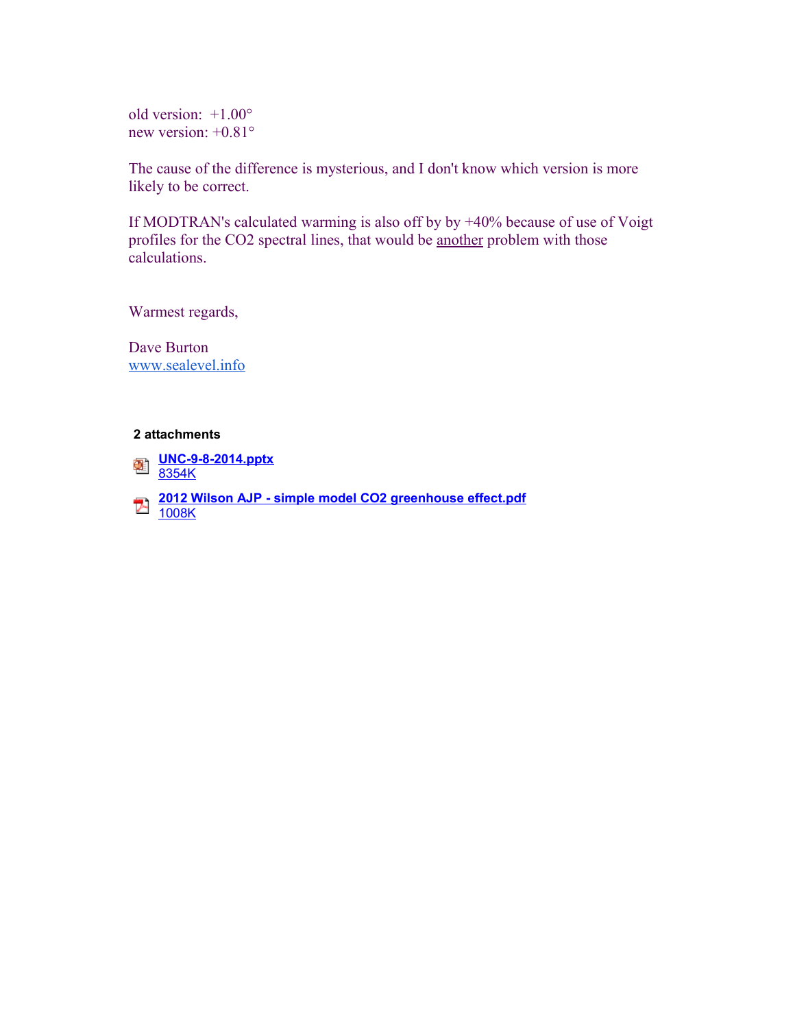old version: +1.00°
new version: +0.81°

The cause of the difference is mysterious, and I don't know which version is more likely to be correct.

If MODTRAN's calculated warming is also off by by +40% because of use of Voigt profiles for the CO2 spectral lines, that would be another problem with those calculations.

Warmest regards,

Dave Burton
www.sealevel.info

**2 attachments**

**UNC-9-8-2014.pptx**
8354K

**2012 Wilson AJP - simple model CO2 greenhouse effect.pdf**
1008K